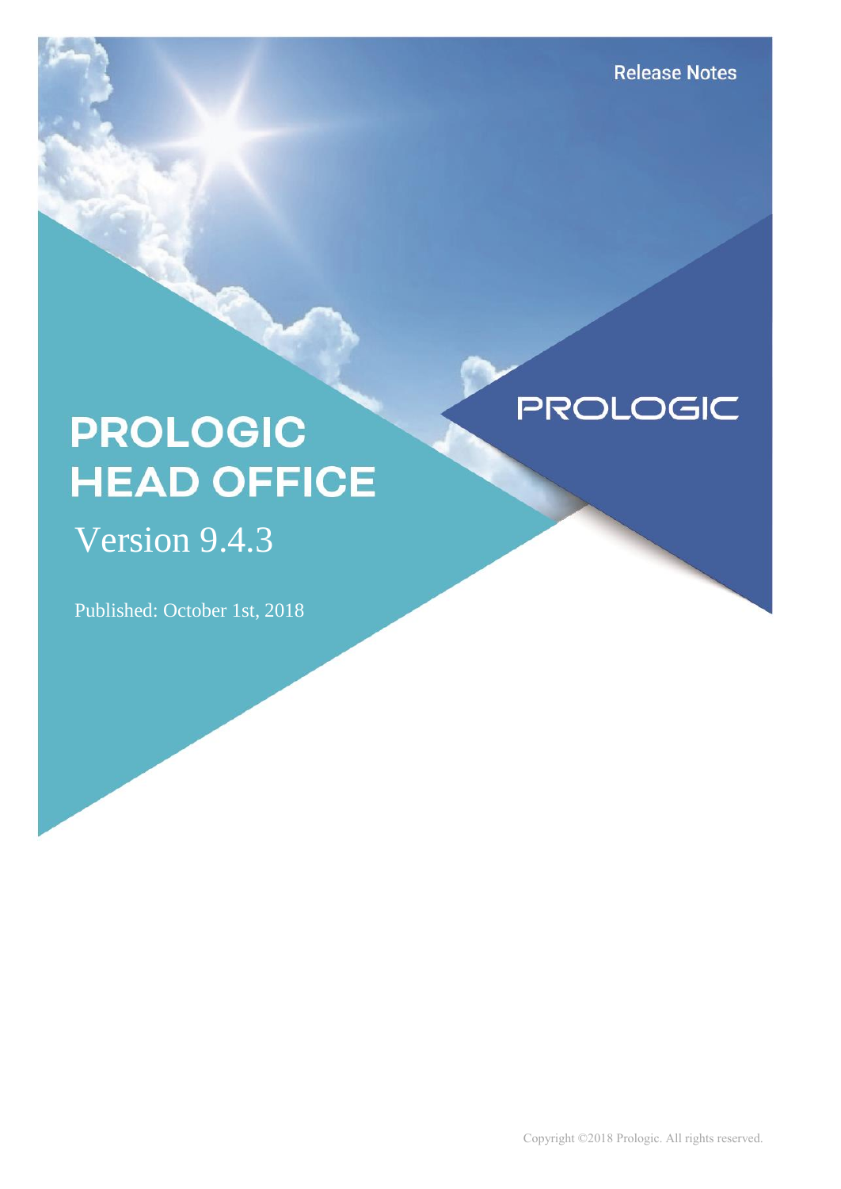Release Notes

PROLOGIC

# PROLOGIC HEAD OFFICE

## Version 9.4.3

Published: October 1st, 2018

Copyright ©2018 Prologic. All rights reserved.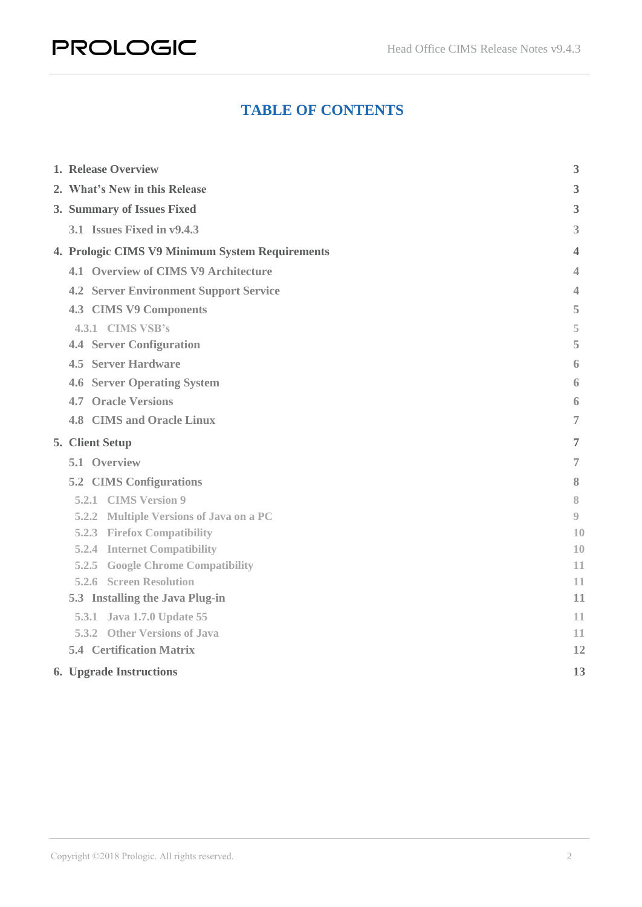# TABLE OF CONTENTS

| | |
|---|---|
| 1. Release Overview | 3 |
| 2. What's New in this Release | 3 |
| 3. Summary of Issues Fixed | 3 |
| 3.1 Issues Fixed in v9.4.3 | 3 |
| 4. Prologic CIMS V9 Minimum System Requirements | 4 |
| 4.1 Overview of CIMS V9 Architecture | 4 |
| 4.2 Server Environment Support Service | 4 |
| 4.3 CIMS V9 Components | 5 |
| 4.3.1 CIMS VSB's | 5 |
| 4.4 Server Configuration | 5 |
| 4.5 Server Hardware | 6 |
| 4.6 Server Operating System | 6 |
| 4.7 Oracle Versions | 6 |
| 4.8 CIMS and Oracle Linux | 7 |
| 5. Client Setup | 7 |
| 5.1 Overview | 7 |
| 5.2 CIMS Configurations | 8 |
| 5.2.1 CIMS Version 9 | 8 |
| 5.2.2 Multiple Versions of Java on a PC | 9 |
| 5.2.3 Firefox Compatibility | 10 |
| 5.2.4 Internet Compatibility | 10 |
| 5.2.5 Google Chrome Compatibility | 11 |
| 5.2.6 Screen Resolution | 11 |
| 5.3 Installing the Java Plug-in | 11 |
| 5.3.1 Java 1.7.0 Update 55 | 11 |
| 5.3.2 Other Versions of Java | 11 |
| 5.4 Certification Matrix | 12 |
| 6. Upgrade Instructions | 13 |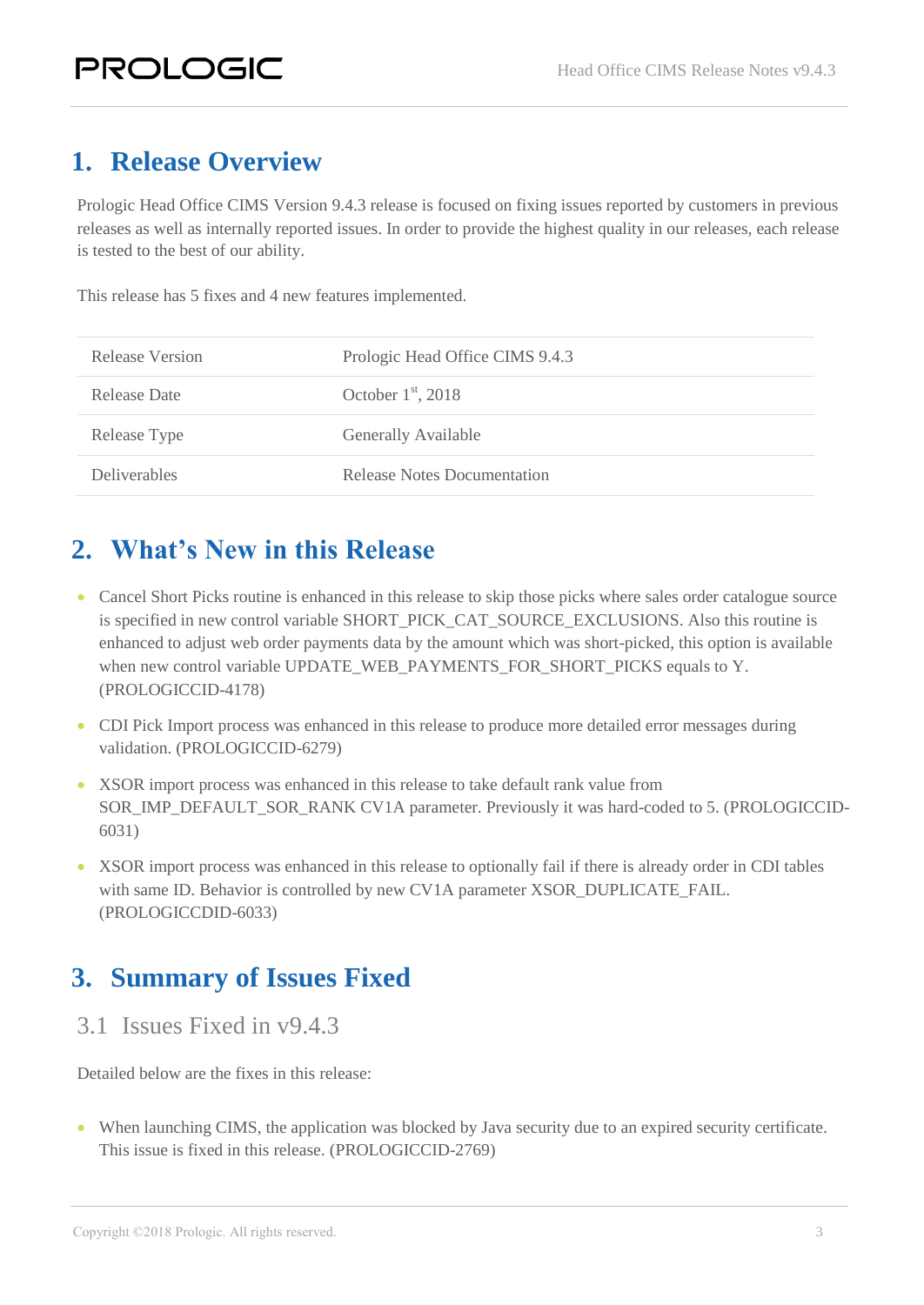# 1. Release Overview

Prologic Head Office CIMS Version 9.4.3 release is focused on fixing issues reported by customers in previous releases as well as internally reported issues. In order to provide the highest quality in our releases, each release is tested to the best of our ability.

This release has 5 fixes and 4 new features implemented.

| | |
|---|---|
| Release Version | Prologic Head Office CIMS 9.4.3 |
| Release Date | October 1st, 2018 |
| Release Type | Generally Available |
| Deliverables | Release Notes Documentation |

# 2. What's New in this Release

- Cancel Short Picks routine is enhanced in this release to skip those picks where sales order catalogue source is specified in new control variable SHORT_PICK_CAT_SOURCE_EXCLUSIONS. Also this routine is enhanced to adjust web order payments data by the amount which was short-picked, this option is available when new control variable UPDATE_WEB_PAYMENTS_FOR_SHORT_PICKS equals to Y. (PROLOGICCID-4178)
- CDI Pick Import process was enhanced in this release to produce more detailed error messages during validation. (PROLOGICCID-6279)
- XSOR import process was enhanced in this release to take default rank value from SOR_IMP_DEFAULT_SOR_RANK CV1A parameter. Previously it was hard-coded to 5. (PROLOGICCID-6031)
- XSOR import process was enhanced in this release to optionally fail if there is already order in CDI tables with same ID. Behavior is controlled by new CV1A parameter XSOR_DUPLICATE_FAIL. (PROLOGICCDID-6033)

# 3. Summary of Issues Fixed

## 3.1 Issues Fixed in v9.4.3

Detailed below are the fixes in this release:

- When launching CIMS, the application was blocked by Java security due to an expired security certificate. This issue is fixed in this release. (PROLOGICCID-2769)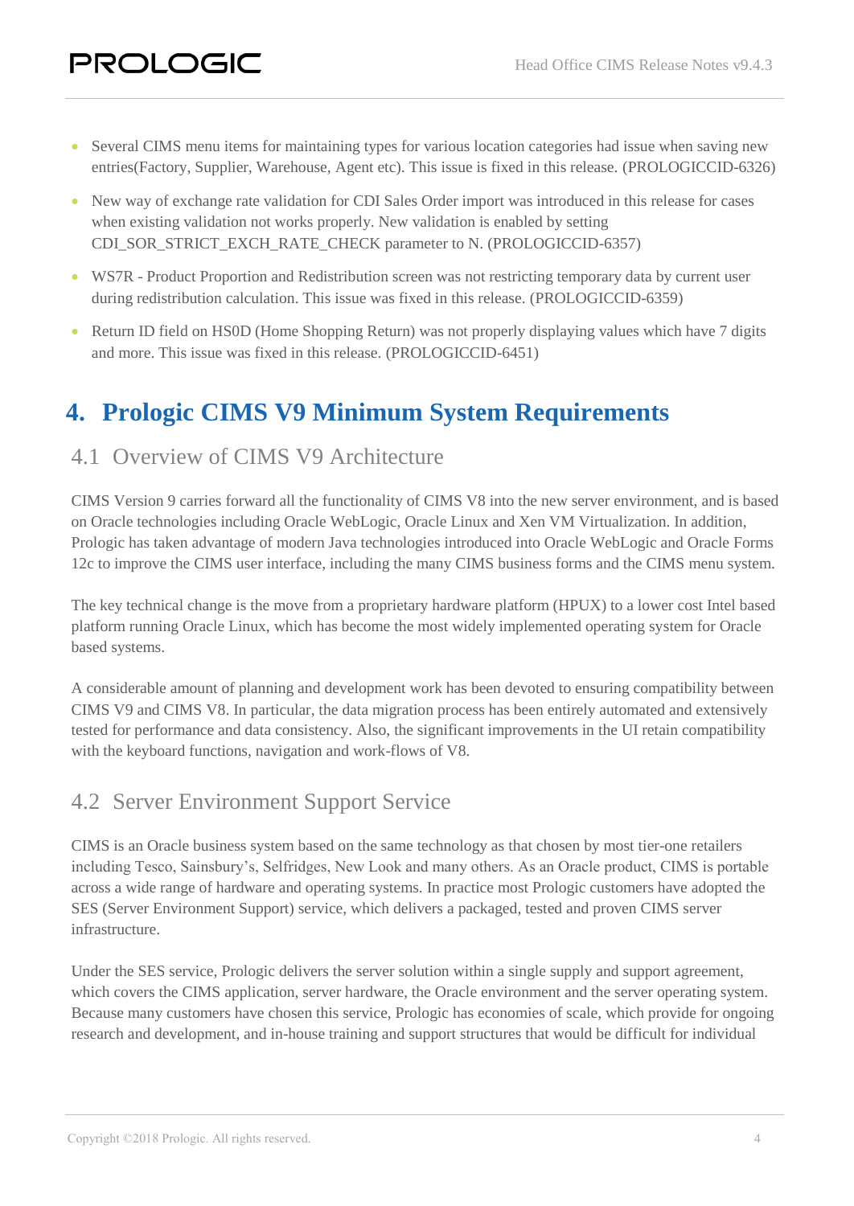- Several CIMS menu items for maintaining types for various location categories had issue when saving new entries(Factory, Supplier, Warehouse, Agent etc). This issue is fixed in this release. (PROLOGICCID-6326)
- New way of exchange rate validation for CDI Sales Order import was introduced in this release for cases when existing validation not works properly. New validation is enabled by setting CDI_SOR_STRICT_EXCH_RATE_CHECK parameter to N. (PROLOGICCID-6357)
- WS7R - Product Proportion and Redistribution screen was not restricting temporary data by current user during redistribution calculation. This issue was fixed in this release. (PROLOGICCID-6359)
- Return ID field on HS0D (Home Shopping Return) was not properly displaying values which have 7 digits and more. This issue was fixed in this release. (PROLOGICCID-6451)

# 4. Prologic CIMS V9 Minimum System Requirements

## 4.1 Overview of CIMS V9 Architecture

CIMS Version 9 carries forward all the functionality of CIMS V8 into the new server environment, and is based on Oracle technologies including Oracle WebLogic, Oracle Linux and Xen VM Virtualization. In addition, Prologic has taken advantage of modern Java technologies introduced into Oracle WebLogic and Oracle Forms 12c to improve the CIMS user interface, including the many CIMS business forms and the CIMS menu system.

The key technical change is the move from a proprietary hardware platform (HPUX) to a lower cost Intel based platform running Oracle Linux, which has become the most widely implemented operating system for Oracle based systems.

A considerable amount of planning and development work has been devoted to ensuring compatibility between CIMS V9 and CIMS V8. In particular, the data migration process has been entirely automated and extensively tested for performance and data consistency. Also, the significant improvements in the UI retain compatibility with the keyboard functions, navigation and work-flows of V8.

## 4.2 Server Environment Support Service

CIMS is an Oracle business system based on the same technology as that chosen by most tier-one retailers including Tesco, Sainsbury's, Selfridges, New Look and many others. As an Oracle product, CIMS is portable across a wide range of hardware and operating systems. In practice most Prologic customers have adopted the SES (Server Environment Support) service, which delivers a packaged, tested and proven CIMS server infrastructure.

Under the SES service, Prologic delivers the server solution within a single supply and support agreement, which covers the CIMS application, server hardware, the Oracle environment and the server operating system. Because many customers have chosen this service, Prologic has economies of scale, which provide for ongoing research and development, and in-house training and support structures that would be difficult for individual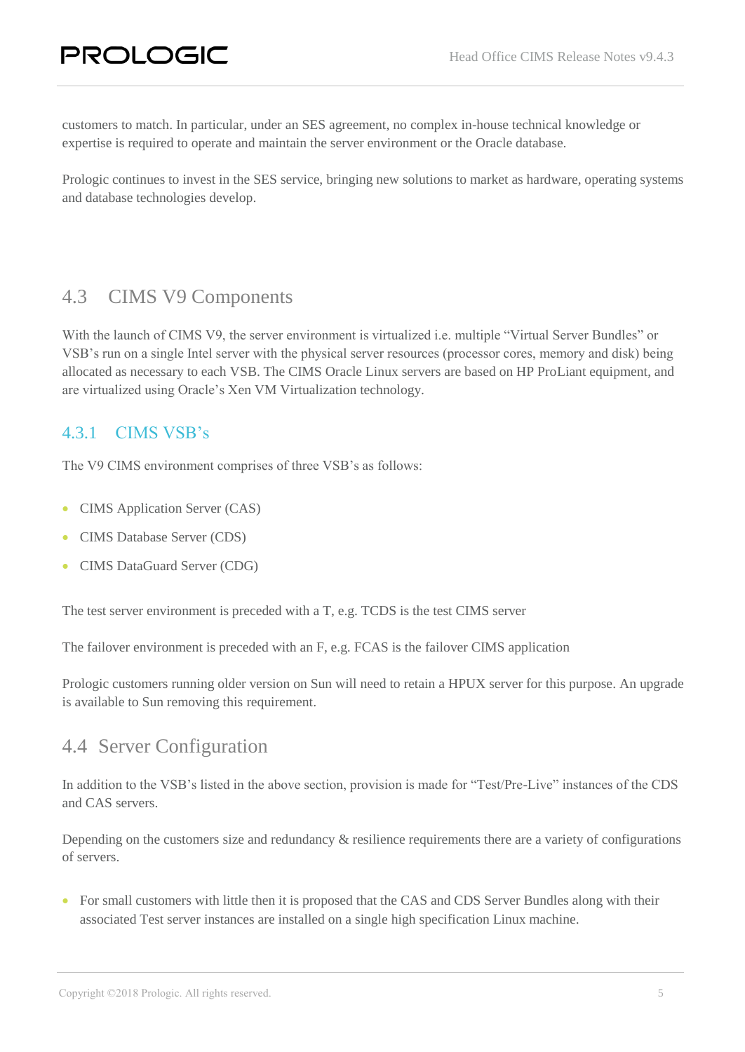customers to match. In particular, under an SES agreement, no complex in-house technical knowledge or expertise is required to operate and maintain the server environment or the Oracle database.

Prologic continues to invest in the SES service, bringing new solutions to market as hardware, operating systems and database technologies develop.

## 4.3 CIMS V9 Components

With the launch of CIMS V9, the server environment is virtualized i.e. multiple "Virtual Server Bundles" or VSB's run on a single Intel server with the physical server resources (processor cores, memory and disk) being allocated as necessary to each VSB. The CIMS Oracle Linux servers are based on HP ProLiant equipment, and are virtualized using Oracle's Xen VM Virtualization technology.

### 4.3.1 CIMS VSB's

The V9 CIMS environment comprises of three VSB's as follows:

- CIMS Application Server (CAS)
- CIMS Database Server (CDS)
- CIMS DataGuard Server (CDG)

The test server environment is preceded with a T, e.g. TCDS is the test CIMS server

The failover environment is preceded with an F, e.g. FCAS is the failover CIMS application

Prologic customers running older version on Sun will need to retain a HPUX server for this purpose. An upgrade is available to Sun removing this requirement.

## 4.4 Server Configuration

In addition to the VSB's listed in the above section, provision is made for "Test/Pre-Live" instances of the CDS and CAS servers.

Depending on the customers size and redundancy & resilience requirements there are a variety of configurations of servers.

- For small customers with little then it is proposed that the CAS and CDS Server Bundles along with their associated Test server instances are installed on a single high specification Linux machine.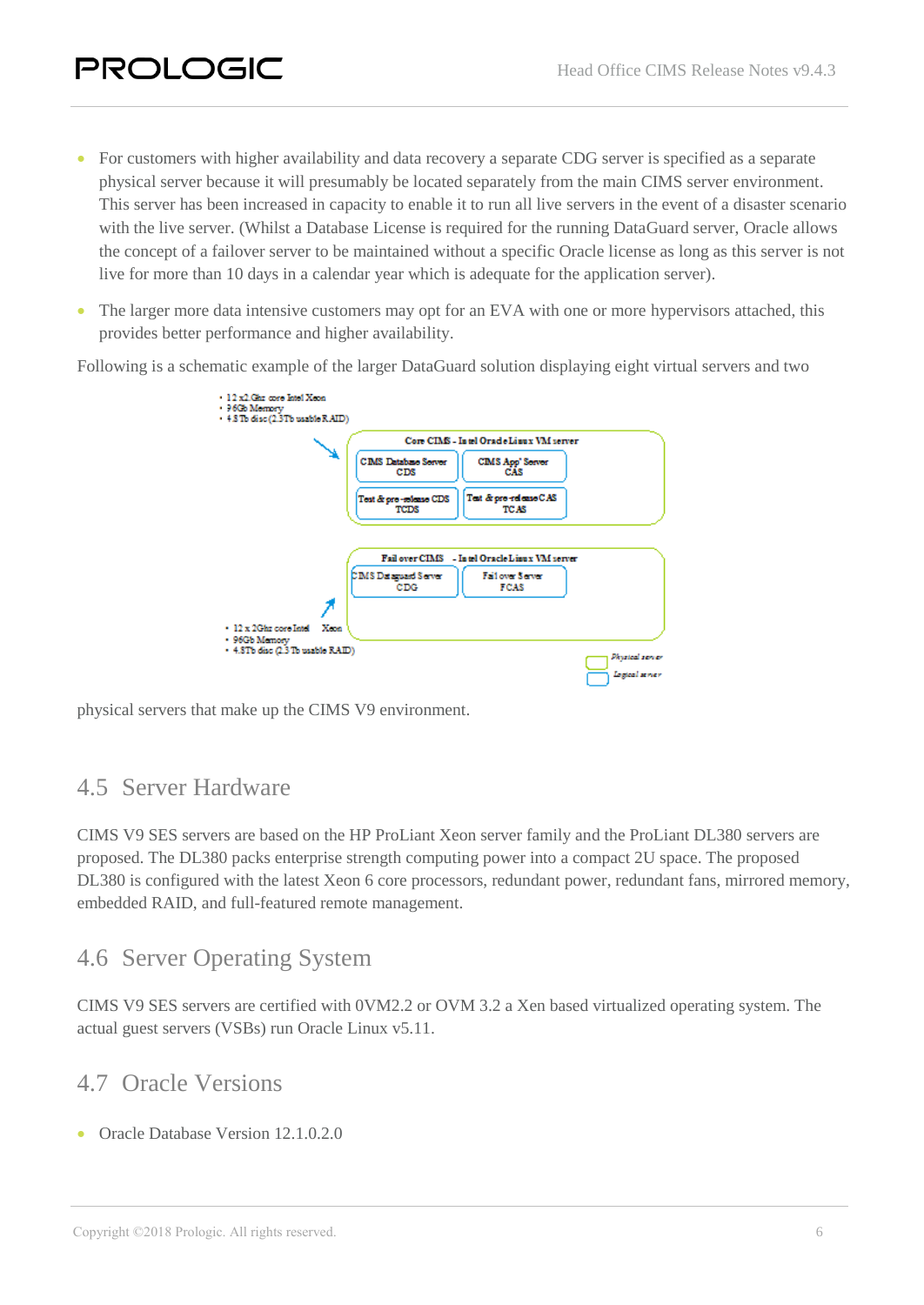- For customers with higher availability and data recovery a separate CDG server is specified as a separate physical server because it will presumably be located separately from the main CIMS server environment. This server has been increased in capacity to enable it to run all live servers in the event of a disaster scenario with the live server. (Whilst a Database License is required for the running DataGuard server, Oracle allows the concept of a failover server to be maintained without a specific Oracle license as long as this server is not live for more than 10 days in a calendar year which is adequate for the application server).
- The larger more data intensive customers may opt for an EVA with one or more hypervisors attached, this provides better performance and higher availability.

Following is a schematic example of the larger DataGuard solution displaying eight virtual servers and two physical servers that make up the CIMS V9 environment.

## 4.5 Server Hardware

CIMS V9 SES servers are based on the HP ProLiant Xeon server family and the ProLiant DL380 servers are proposed. The DL380 packs enterprise strength computing power into a compact 2U space. The proposed DL380 is configured with the latest Xeon 6 core processors, redundant power, redundant fans, mirrored memory, embedded RAID, and full-featured remote management.

## 4.6 Server Operating System

CIMS V9 SES servers are certified with 0VM2.2 or OVM 3.2 a Xen based virtualized operating system. The actual guest servers (VSBs) run Oracle Linux v5.11.

## 4.7 Oracle Versions

- Oracle Database Version 12.1.0.2.0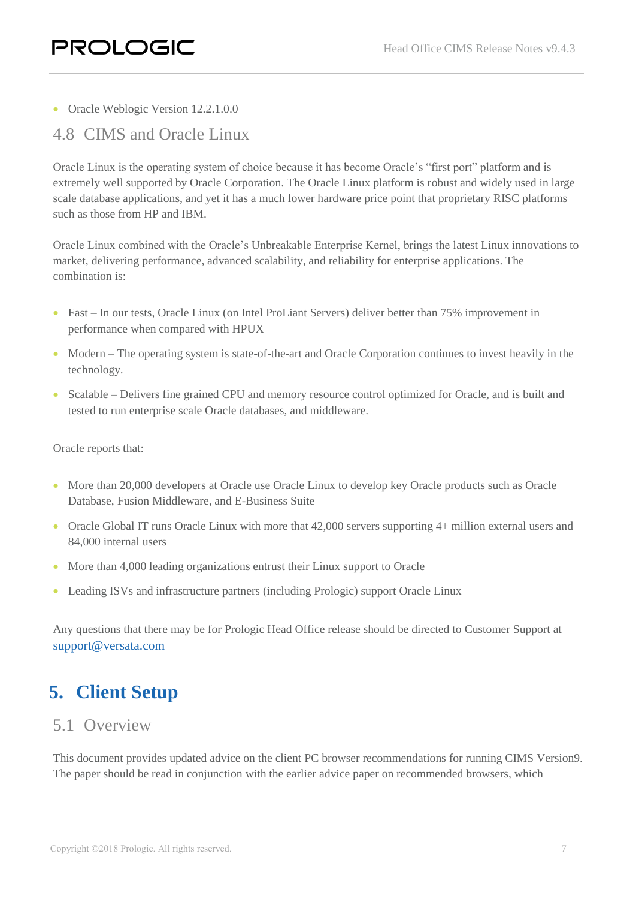- Oracle Weblogic Version 12.2.1.0.0

## 4.8 CIMS and Oracle Linux

Oracle Linux is the operating system of choice because it has become Oracle's "first port" platform and is extremely well supported by Oracle Corporation. The Oracle Linux platform is robust and widely used in large scale database applications, and yet it has a much lower hardware price point that proprietary RISC platforms such as those from HP and IBM.

Oracle Linux combined with the Oracle's Unbreakable Enterprise Kernel, brings the latest Linux innovations to market, delivering performance, advanced scalability, and reliability for enterprise applications. The combination is:

- Fast – In our tests, Oracle Linux (on Intel ProLiant Servers) deliver better than 75% improvement in performance when compared with HPUX
- Modern – The operating system is state-of-the-art and Oracle Corporation continues to invest heavily in the technology.
- Scalable – Delivers fine grained CPU and memory resource control optimized for Oracle, and is built and tested to run enterprise scale Oracle databases, and middleware.

Oracle reports that:

- More than 20,000 developers at Oracle use Oracle Linux to develop key Oracle products such as Oracle Database, Fusion Middleware, and E-Business Suite
- Oracle Global IT runs Oracle Linux with more that 42,000 servers supporting 4+ million external users and 84,000 internal users
- More than 4,000 leading organizations entrust their Linux support to Oracle
- Leading ISVs and infrastructure partners (including Prologic) support Oracle Linux

Any questions that there may be for Prologic Head Office release should be directed to Customer Support at support@versata.com

# 5. Client Setup

## 5.1 Overview

This document provides updated advice on the client PC browser recommendations for running CIMS Version9. The paper should be read in conjunction with the earlier advice paper on recommended browsers, which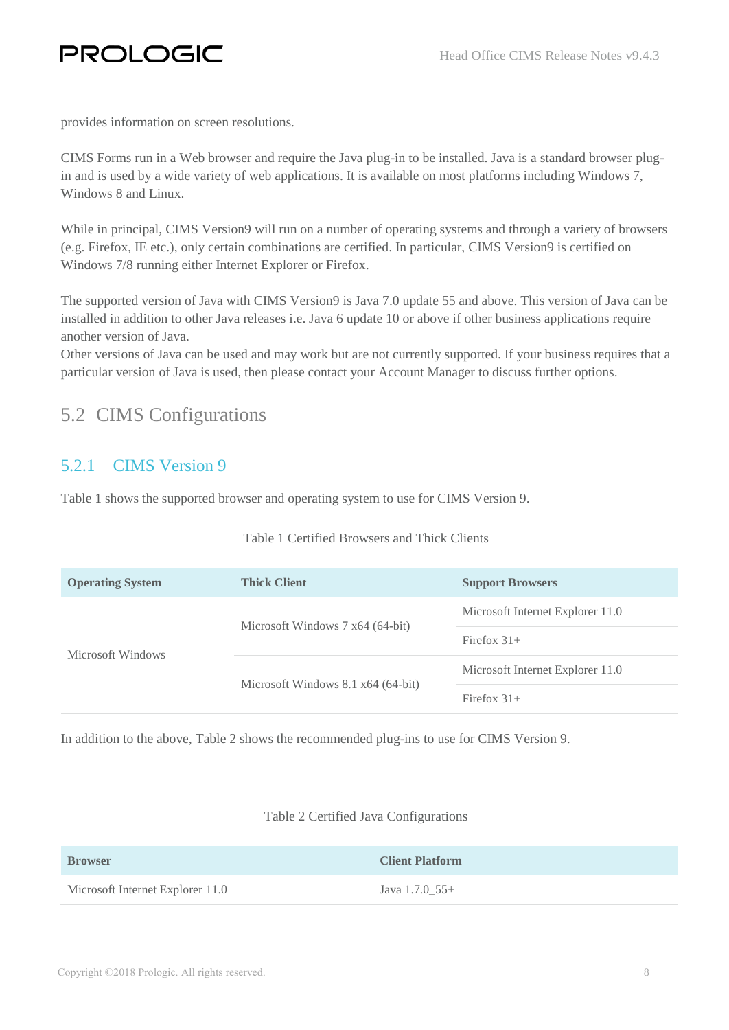provides information on screen resolutions.

CIMS Forms run in a Web browser and require the Java plug-in to be installed. Java is a standard browser plug-in and is used by a wide variety of web applications. It is available on most platforms including Windows 7, Windows 8 and Linux.

While in principal, CIMS Version9 will run on a number of operating systems and through a variety of browsers (e.g. Firefox, IE etc.), only certain combinations are certified. In particular, CIMS Version9 is certified on Windows 7/8 running either Internet Explorer or Firefox.

The supported version of Java with CIMS Version9 is Java 7.0 update 55 and above. This version of Java can be installed in addition to other Java releases i.e. Java 6 update 10 or above if other business applications require another version of Java.
Other versions of Java can be used and may work but are not currently supported. If your business requires that a particular version of Java is used, then please contact your Account Manager to discuss further options.

## 5.2 CIMS Configurations

### 5.2.1 CIMS Version 9

Table 1 shows the supported browser and operating system to use for CIMS Version 9.

Table 1 Certified Browsers and Thick Clients

| Operating System | Thick Client | Support Browsers |
|---|---|---|
| Microsoft Windows | Microsoft Windows 7 x64 (64-bit) | Microsoft Internet Explorer 11.0 |
| | | Firefox 31+ |
| | Microsoft Windows 8.1 x64 (64-bit) | Microsoft Internet Explorer 11.0 |
| | | Firefox 31+ |

In addition to the above, Table 2 shows the recommended plug-ins to use for CIMS Version 9.

Table 2 Certified Java Configurations

| Browser | Client Platform |
|---|---|
| Microsoft Internet Explorer 11.0 | Java 1.7.0_55+ |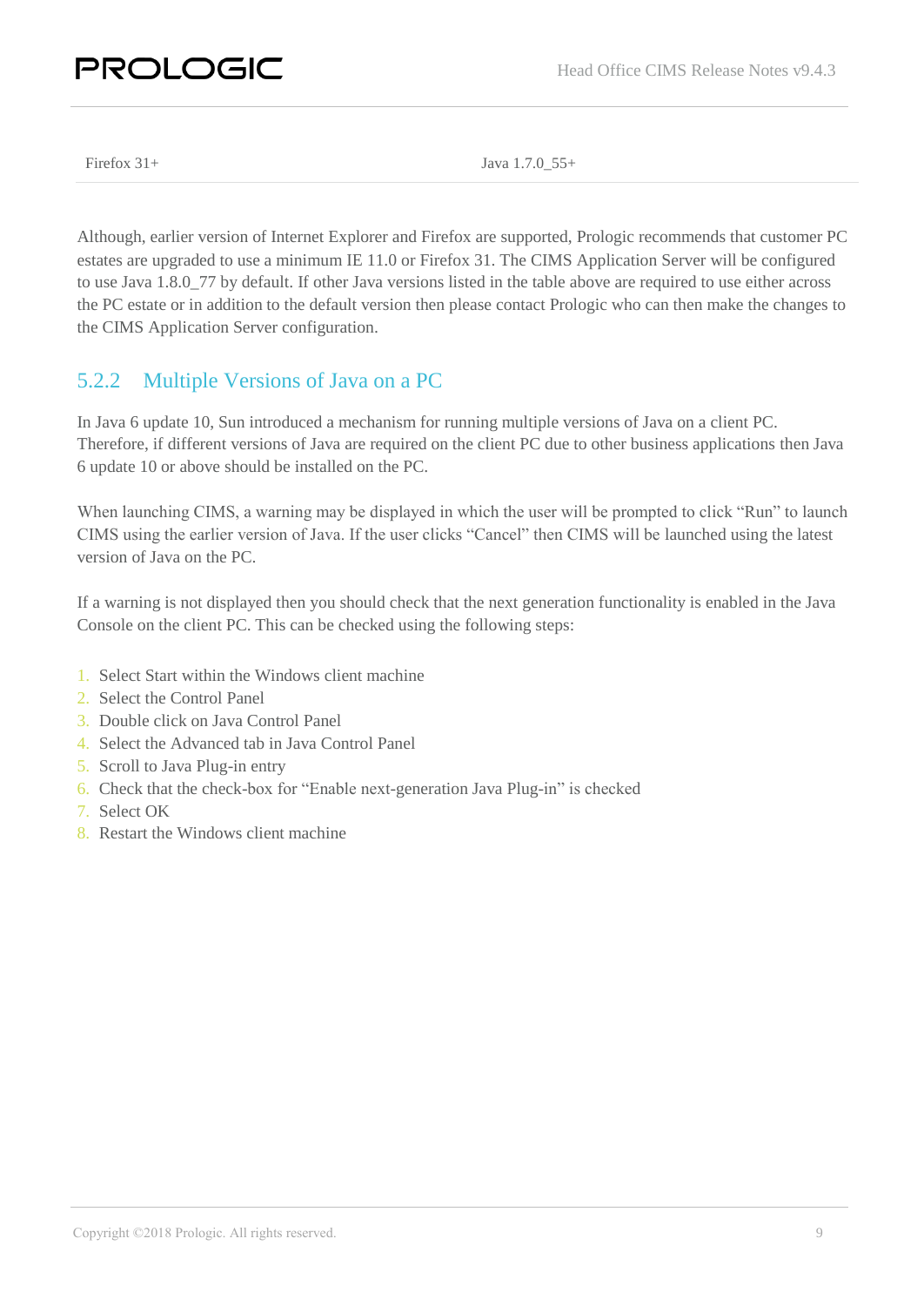| Firefox 31+ | Java 1.7.0_55+ |
| --- | --- |

Although, earlier version of Internet Explorer and Firefox are supported, Prologic recommends that customer PC estates are upgraded to use a minimum IE 11.0 or Firefox 31. The CIMS Application Server will be configured to use Java 1.8.0_77 by default. If other Java versions listed in the table above are required to use either across the PC estate or in addition to the default version then please contact Prologic who can then make the changes to the CIMS Application Server configuration.

### 5.2.2 Multiple Versions of Java on a PC

In Java 6 update 10, Sun introduced a mechanism for running multiple versions of Java on a client PC. Therefore, if different versions of Java are required on the client PC due to other business applications then Java 6 update 10 or above should be installed on the PC.

When launching CIMS, a warning may be displayed in which the user will be prompted to click "Run" to launch CIMS using the earlier version of Java. If the user clicks "Cancel" then CIMS will be launched using the latest version of Java on the PC.

If a warning is not displayed then you should check that the next generation functionality is enabled in the Java Console on the client PC. This can be checked using the following steps:

1. Select Start within the Windows client machine
2. Select the Control Panel
3. Double click on Java Control Panel
4. Select the Advanced tab in Java Control Panel
5. Scroll to Java Plug-in entry
6. Check that the check-box for "Enable next-generation Java Plug-in" is checked
7. Select OK
8. Restart the Windows client machine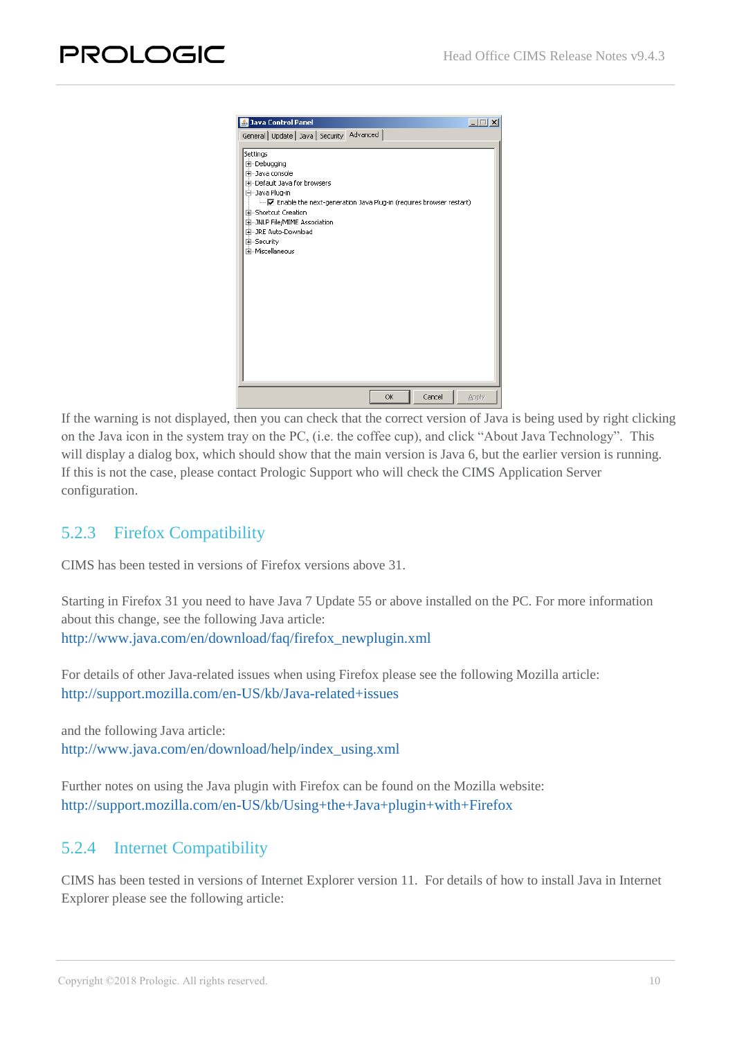If the warning is not displayed, then you can check that the correct version of Java is being used by right clicking on the Java icon in the system tray on the PC, (i.e. the coffee cup), and click "About Java Technology". This will display a dialog box, which should show that the main version is Java 6, but the earlier version is running. If this is not the case, please contact Prologic Support who will check the CIMS Application Server configuration.

### 5.2.3 Firefox Compatibility

CIMS has been tested in versions of Firefox versions above 31.

Starting in Firefox 31 you need to have Java 7 Update 55 or above installed on the PC. For more information about this change, see the following Java article:
http://www.java.com/en/download/faq/firefox_newplugin.xml

For details of other Java-related issues when using Firefox please see the following Mozilla article:
http://support.mozilla.com/en-US/kb/Java-related+issues

and the following Java article:
http://www.java.com/en/download/help/index_using.xml

Further notes on using the Java plugin with Firefox can be found on the Mozilla website:
http://support.mozilla.com/en-US/kb/Using+the+Java+plugin+with+Firefox

### 5.2.4 Internet Compatibility

CIMS has been tested in versions of Internet Explorer version 11. For details of how to install Java in Internet Explorer please see the following article: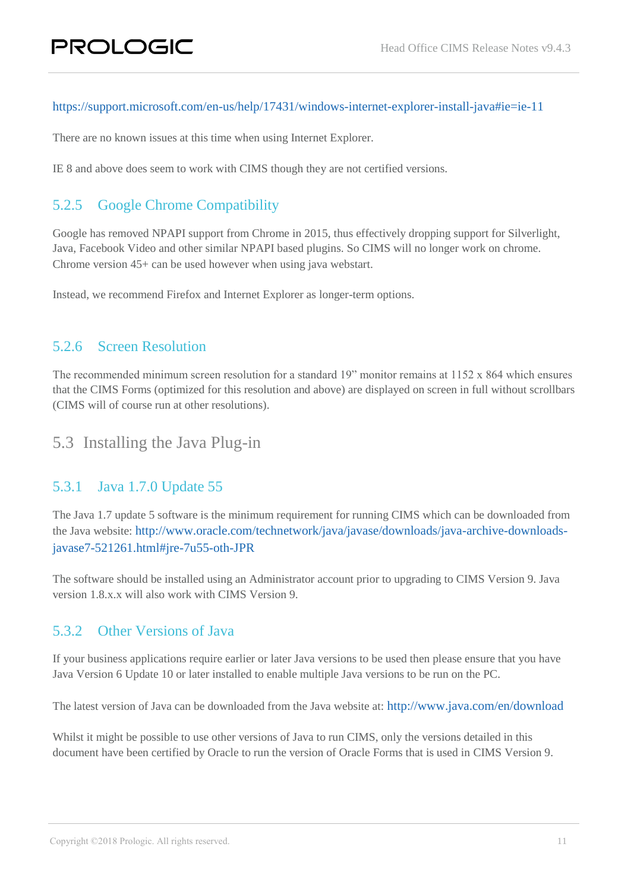https://support.microsoft.com/en-us/help/17431/windows-internet-explorer-install-java#ie=ie-11

There are no known issues at this time when using Internet Explorer.

IE 8 and above does seem to work with CIMS though they are not certified versions.

### 5.2.5 Google Chrome Compatibility

Google has removed NPAPI support from Chrome in 2015, thus effectively dropping support for Silverlight, Java, Facebook Video and other similar NPAPI based plugins. So CIMS will no longer work on chrome. Chrome version 45+ can be used however when using java webstart.

Instead, we recommend Firefox and Internet Explorer as longer-term options.

### 5.2.6 Screen Resolution

The recommended minimum screen resolution for a standard 19" monitor remains at 1152 x 864 which ensures that the CIMS Forms (optimized for this resolution and above) are displayed on screen in full without scrollbars (CIMS will of course run at other resolutions).

## 5.3 Installing the Java Plug-in

### 5.3.1 Java 1.7.0 Update 55

The Java 1.7 update 5 software is the minimum requirement for running CIMS which can be downloaded from the Java website: http://www.oracle.com/technetwork/java/javase/downloads/java-archive-downloads-javase7-521261.html#jre-7u55-oth-JPR

The software should be installed using an Administrator account prior to upgrading to CIMS Version 9. Java version 1.8.x.x will also work with CIMS Version 9.

### 5.3.2 Other Versions of Java

If your business applications require earlier or later Java versions to be used then please ensure that you have Java Version 6 Update 10 or later installed to enable multiple Java versions to be run on the PC.

The latest version of Java can be downloaded from the Java website at: http://www.java.com/en/download

Whilst it might be possible to use other versions of Java to run CIMS, only the versions detailed in this document have been certified by Oracle to run the version of Oracle Forms that is used in CIMS Version 9.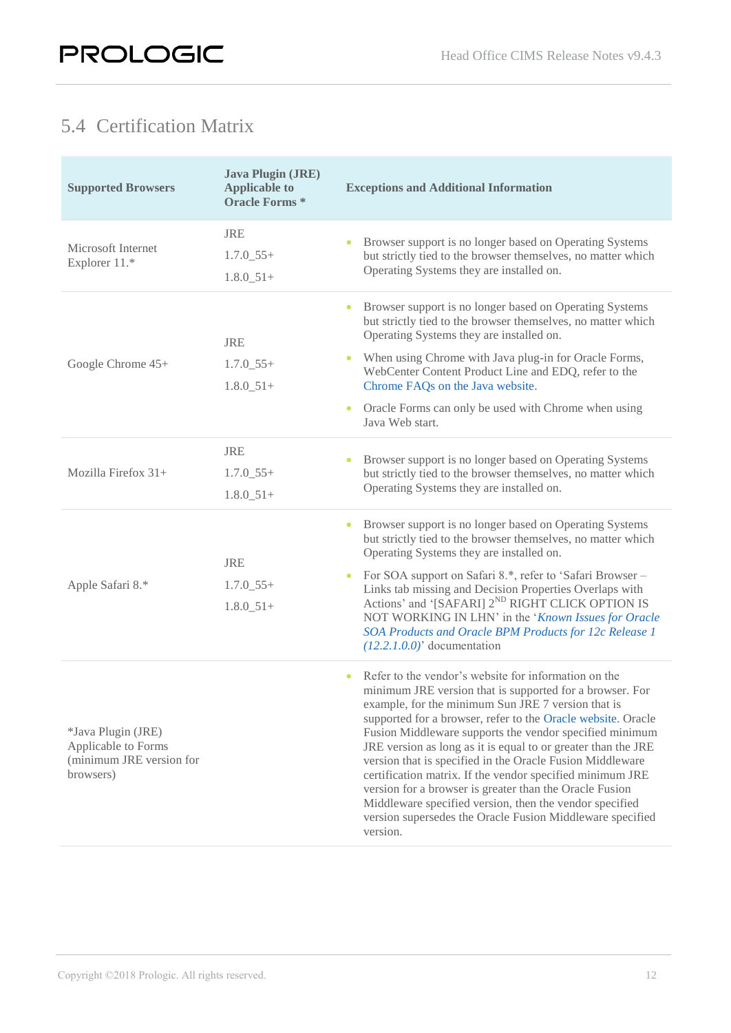## 5.4 Certification Matrix

| Supported Browsers | Java Plugin (JRE) Applicable to Oracle Forms * | Exceptions and Additional Information |
|---|---|---|
| Microsoft Internet Explorer 11.* | JRE<br>1.7.0_55+<br>1.8.0_51+ | • Browser support is no longer based on Operating Systems but strictly tied to the browser themselves, no matter which Operating Systems they are installed on. |
| Google Chrome 45+ | JRE<br>1.7.0_55+<br>1.8.0_51+ | • Browser support is no longer based on Operating Systems but strictly tied to the browser themselves, no matter which Operating Systems they are installed on.<br>• When using Chrome with Java plug-in for Oracle Forms, WebCenter Content Product Line and EDQ, refer to the Chrome FAQs on the Java website.<br>• Oracle Forms can only be used with Chrome when using Java Web start. |
| Mozilla Firefox 31+ | JRE<br>1.7.0_55+<br>1.8.0_51+ | • Browser support is no longer based on Operating Systems but strictly tied to the browser themselves, no matter which Operating Systems they are installed on. |
| Apple Safari 8.* | JRE<br>1.7.0_55+<br>1.8.0_51+ | • Browser support is no longer based on Operating Systems but strictly tied to the browser themselves, no matter which Operating Systems they are installed on.<br>• For SOA support on Safari 8.*, refer to 'Safari Browser – Links tab missing and Decision Properties Overlaps with Actions' and '[SAFARI] 2ND RIGHT CLICK OPTION IS NOT WORKING IN LHN' in the '*Known Issues for Oracle SOA Products and Oracle BPM Products for 12c Release 1 (12.2.1.0.0)*' documentation |
| *Java Plugin (JRE) Applicable to Forms (minimum JRE version for browsers) | | • Refer to the vendor's website for information on the minimum JRE version that is supported for a browser. For example, for the minimum Sun JRE 7 version that is supported for a browser, refer to the Oracle website. Oracle Fusion Middleware supports the vendor specified minimum JRE version as long as it is equal to or greater than the JRE version that is specified in the Oracle Fusion Middleware certification matrix. If the vendor specified minimum JRE version for a browser is greater than the Oracle Fusion Middleware specified version, then the vendor specified version supersedes the Oracle Fusion Middleware specified version. |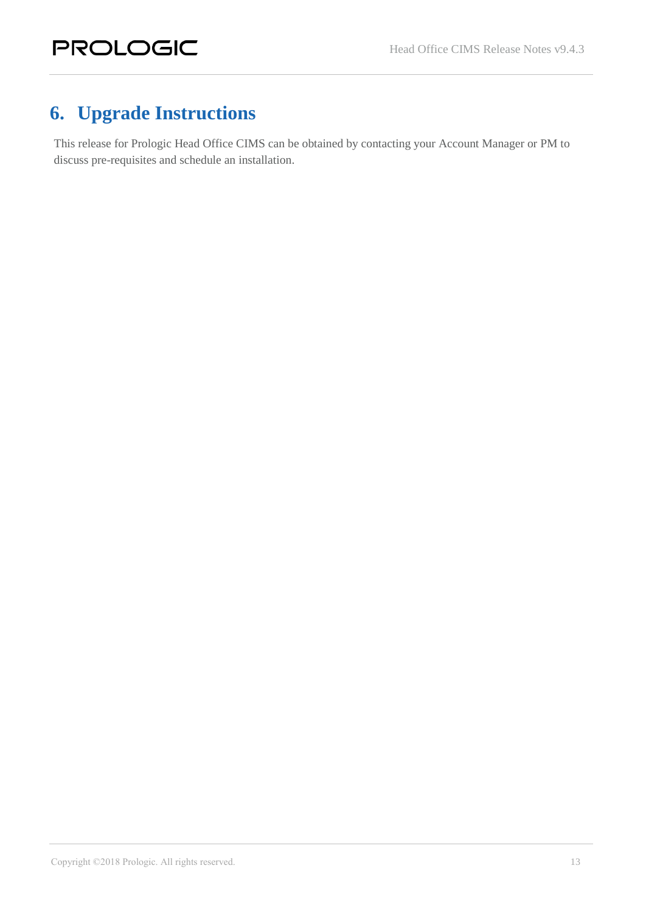# 6. Upgrade Instructions

This release for Prologic Head Office CIMS can be obtained by contacting your Account Manager or PM to discuss pre-requisites and schedule an installation.